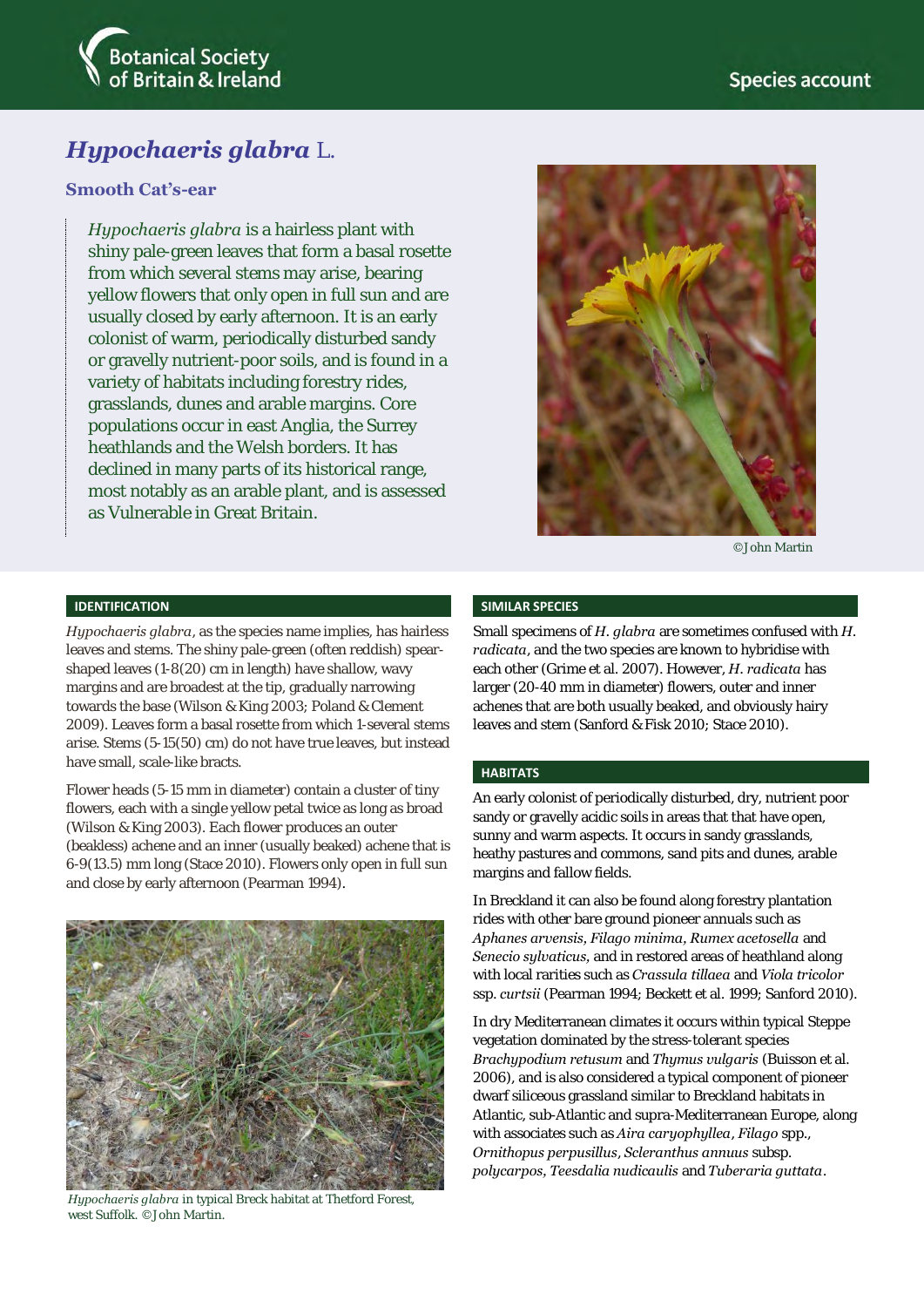# *Hypochaeris glabra* L.

## Smooth Cat's-ear

*Hypochaeris glabra* is a hairless plant with shiny pale-green leaves that form a basal rosette from which several stems may arise, bearing yellow flowers that only open in full sun and are usually closed by early afternoon. It is an early colonist of warm, periodically disturbed sandy or gravelly nutrient-poor soils, and is found in a variety of habitats including forestry rides, grasslands, dunes and arable margins. Core populations occur in east Anglia, the Surrey heathlands and the Welsh borders. It has declined in many parts of its historical range, most notably as an arable plant, and is assessed as Vulnerable in Great Britain.

©John Martin

### IDENTIFICATION

*Hypochaeris glabra*, as the species name implies, has hairless leaves and stems. The shiny pale-green (often reddish) spear-shaped leaves (1-8(20) cm in length) have shallow, wavy margins and are broadest at the tip, gradually narrowing towards the base (Wilson & King 2003; Poland & Clement 2009). Leaves form a basal rosette from which 1-several stems arise. Stems (5-15(50) cm) do not have true leaves, but instead have small, scale-like bracts.

Flower heads (5-15 mm in diameter) contain a cluster of tiny flowers, each with a single yellow petal twice as long as broad (Wilson & King 2003). Each flower produces an outer (beakless) achene and an inner (usually beaked) achene that is 6-9(13.5) mm long (Stace 2010). Flowers only open in full sun and close by early afternoon (Pearman 1994).

*Hypochaeris glabra* in typical Breck habitat at Thetford Forest, west Suffolk. ©John Martin.

### SIMILAR SPECIES

Small specimens of *H. glabra* are sometimes confused with *H. radicata*, and the two species are known to hybridise with each other (Grime et al. 2007). However, *H. radicata* has larger (20-40 mm in diameter) flowers, outer and inner achenes that are both usually beaked, and obviously hairy leaves and stem (Sanford & Fisk 2010; Stace 2010).

### HABITATS

An early colonist of periodically disturbed, dry, nutrient poor sandy or gravelly acidic soils in areas that that have open, sunny and warm aspects. It occurs in sandy grasslands, heathy pastures and commons, sand pits and dunes, arable margins and fallow fields.

In Breckland it can also be found along forestry plantation rides with other bare ground pioneer annuals such as *Aphanes arvensis*, *Filago minima*, *Rumex acetosella* and *Senecio sylvaticus*, and in restored areas of heathland along with local rarities such as *Crassula tillaea* and *Viola tricolor* ssp. *curtsii* (Pearman 1994; Beckett et al. 1999; Sanford 2010).

In dry Mediterranean climates it occurs within typical Steppe vegetation dominated by the stress-tolerant species *Brachypodium retusum* and *Thymus vulgaris* (Buisson et al. 2006), and is also considered a typical component of pioneer dwarf siliceous grassland similar to Breckland habitats in Atlantic, sub-Atlantic and supra-Mediterranean Europe, along with associates such as *Aira caryophyllea*, *Filago* spp., *Ornithopus perpusillus*, *Scleranthus annuus* subsp. *polycarpos*, *Teesdalia nudicaulis* and *Tuberaria guttata*.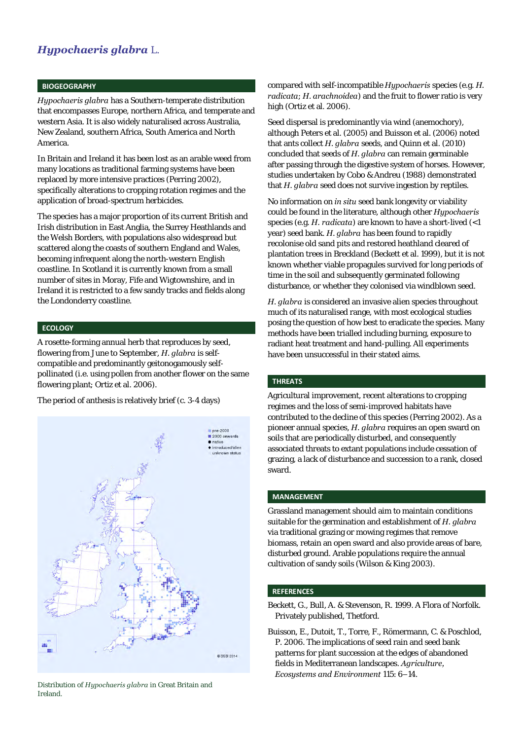# *Hypochaeris glabra* L.

## BIOGEOGRAPHY

*Hypochaeris glabra* has a Southern-temperate distribution that encompasses Europe, northern Africa, and temperate and western Asia. It is also widely naturalised across Australia, New Zealand, southern Africa, South America and North America.

In Britain and Ireland it has been lost as an arable weed from many locations as traditional farming systems have been replaced by more intensive practices (Perring 2002), specifically alterations to cropping rotation regimes and the application of broad-spectrum herbicides.

The species has a major proportion of its current British and Irish distribution in East Anglia, the Surrey Heathlands and the Welsh Borders, with populations also widespread but scattered along the coasts of southern England and Wales, becoming infrequent along the north-western English coastline. In Scotland it is currently known from a small number of sites in Moray, Fife and Wigtownshire, and in Ireland it is restricted to a few sandy tracks and fields along the Londonderry coastline.

## ECOLOGY

A rosette-forming annual herb that reproduces by seed, flowering from June to September, *H. glabra* is self-compatible and predominantly geitonogamously self-pollinated (i.e. using pollen from another flower on the same flowering plant; Ortiz et al. 2006).

The period of anthesis is relatively brief (c. 3-4 days) compared with self-incompatible *Hypochaeris* species (e.g. *H. radicata*; *H. arachnoidea*) and the fruit to flower ratio is very high (Ortiz et al. 2006).

Seed dispersal is predominantly via wind (anemochory), although Peters et al. (2005) and Buisson et al. (2006) noted that ants collect *H. glabra* seeds, and Quinn et al. (2010) concluded that seeds of *H. glabra* can remain germinable after passing through the digestive system of horses. However, studies undertaken by Cobo & Andreu (1988) demonstrated that *H. glabra* seed does not survive ingestion by reptiles.

No information on *in situ* seed bank longevity or viability could be found in the literature, although other *Hypochaeris* species (e.g. *H. radicata*) are known to have a short-lived (<1 year) seed bank. *H. glabra* has been found to rapidly recolonise old sand pits and restored heathland cleared of plantation trees in Breckland (Beckett et al. 1999), but it is not known whether viable propagules survived for long periods of time in the soil and subsequently germinated following disturbance, or whether they colonised via windblown seed.

*H. glabra* is considered an invasive alien species throughout much of its naturalised range, with most ecological studies posing the question of how best to eradicate the species. Many methods have been trialled including burning, exposure to radiant heat treatment and hand-pulling. All experiments have been unsuccessful in their stated aims.

Distribution of *Hypochaeris glabra* in Great Britain and Ireland.

## THREATS

Agricultural improvement, recent alterations to cropping regimes and the loss of semi-improved habitats have contributed to the decline of this species (Perring 2002). As a pioneer annual species, *H. glabra* requires an open sward on soils that are periodically disturbed, and consequently associated threats to extant populations include cessation of grazing, a lack of disturbance and succession to a rank, closed sward.

## MANAGEMENT

Grassland management should aim to maintain conditions suitable for the germination and establishment of *H. glabra* via traditional grazing or mowing regimes that remove biomass, retain an open sward and also provide areas of bare, disturbed ground. Arable populations require the annual cultivation of sandy soils (Wilson & King 2003).

## REFERENCES

Beckett, G., Bull, A. & Stevenson, R. 1999. A Flora of Norfolk. Privately published, Thetford.

Buisson, E., Dutoit, T., Torre, F., Römermann, C. & Poschlod, P. 2006. The implications of seed rain and seed bank patterns for plant succession at the edges of abandoned fields in Mediterranean landscapes. *Agriculture, Ecosystems and Environment* 115: 6–14.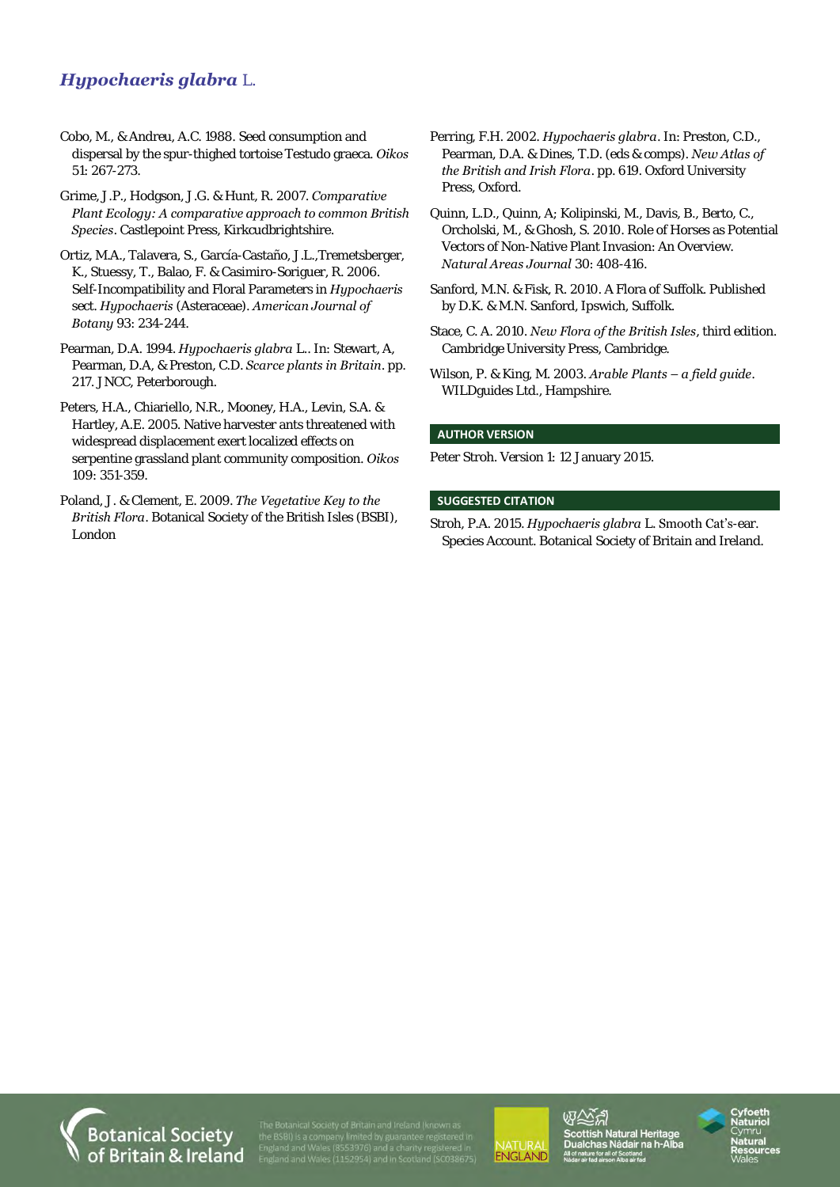## *Hypochaeris glabra* L.

Cobo, M., & Andreu, A.C. 1988. Seed consumption and dispersal by the spur-thighed tortoise Testudo graeca. *Oikos* 51: 267-273.

Grime, J.P., Hodgson, J.G. & Hunt, R. 2007. *Comparative Plant Ecology: A comparative approach to common British Species*. Castlepoint Press, Kirkcudbrightshire.

Ortiz, M.A., Talavera, S., García-Castaño, J.L.,Tremetsberger, K., Stuessy, T., Balao, F. & Casimiro-Soriguer, R. 2006. Self-Incompatibility and Floral Parameters in *Hypochaeris* sect. *Hypochaeris* (Asteraceae). *American Journal of Botany* 93: 234-244.

Pearman, D.A. 1994. *Hypochaeris glabra* L.. In: Stewart, A, Pearman, D.A, & Preston, C.D. *Scarce plants in Britain*. pp. 217. JNCC, Peterborough.

Peters, H.A., Chiariello, N.R., Mooney, H.A., Levin, S.A. & Hartley, A.E. 2005. Native harvester ants threatened with widespread displacement exert localized effects on serpentine grassland plant community composition. *Oikos* 109: 351-359.

Poland, J. & Clement, E. 2009. *The Vegetative Key to the British Flora*. Botanical Society of the British Isles (BSBI), London

Perring, F.H. 2002. *Hypochaeris glabra*. In: Preston, C.D., Pearman, D.A. & Dines, T.D. (eds & comps). *New Atlas of the British and Irish Flora*. pp. 619. Oxford University Press, Oxford.

Quinn, L.D., Quinn, A; Kolipinski, M., Davis, B., Berto, C., Orcholski, M., & Ghosh, S. 2010. Role of Horses as Potential Vectors of Non-Native Plant Invasion: An Overview. *Natural Areas Journal* 30: 408-416.

Sanford, M.N. & Fisk, R. 2010. A Flora of Suffolk. Published by D.K. & M.N. Sanford, Ipswich, Suffolk.

Stace, C. A. 2010. *New Flora of the British Isles*, third edition. Cambridge University Press, Cambridge.

Wilson, P. & King, M. 2003. *Arable Plants – a field guide*. WILDguides Ltd., Hampshire.

### AUTHOR VERSION

Peter Stroh. Version 1: 12 January 2015.

### SUGGESTED CITATION

Stroh, P.A. 2015. *Hypochaeris glabra* L. Smooth Cat's-ear. Species Account. Botanical Society of Britain and Ireland.

Botanical Society of Britain & Ireland

The Botanical Society of Britain and Ireland (known as the BSBI) is a company limited by guarantee registered in England and Wales (8553976) and a charity registered in England and Wales (1152954) and in Scotland (SC038675)

NATURAL ENGLAND

Scottish Natural Heritage
Dualchas Nàdair na h-Alba
All of nature for all of Scotland
Nàdar air fad airson Alba air fad

Cyfoeth Naturiol Cymru
Natural Resources Wales